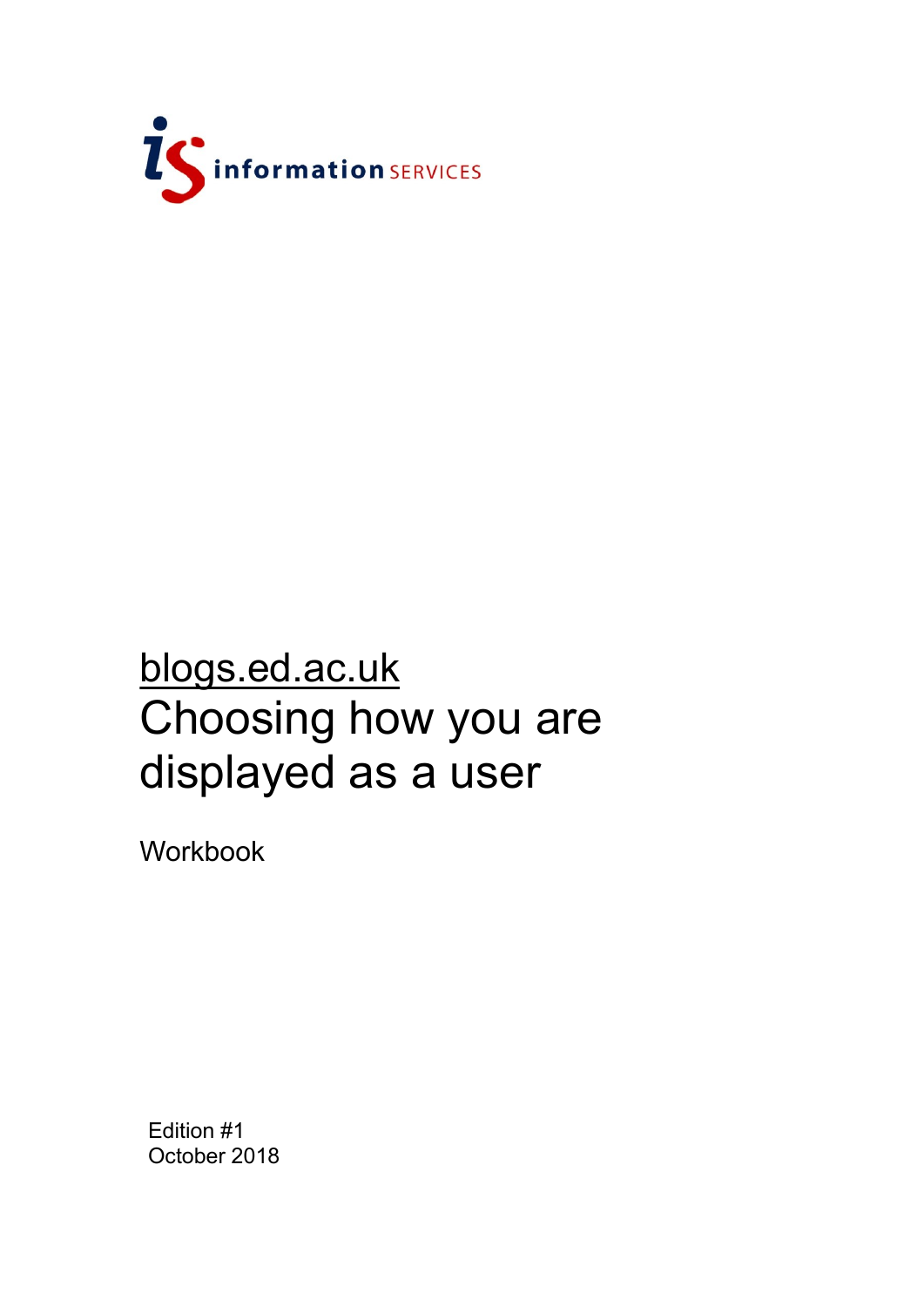information SERVICES

# blogs.ed.ac.uk
# Choosing how you are displayed as a user

Workbook

Edition #1
October 2018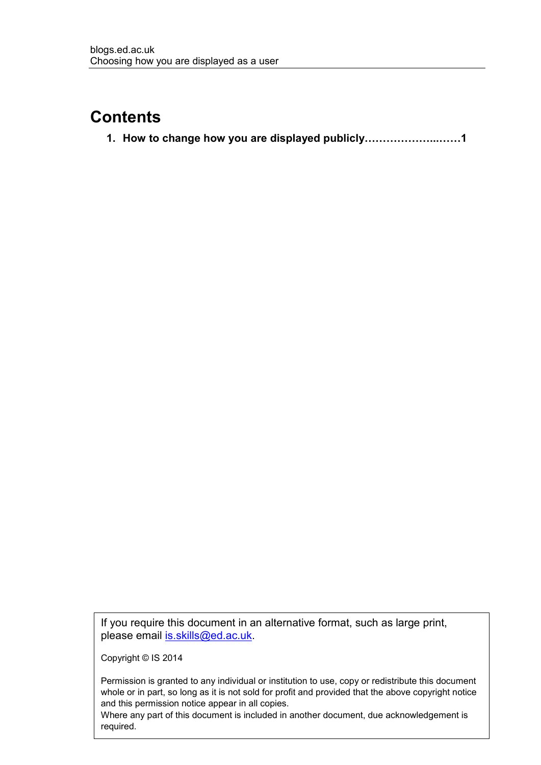# Contents

1. **How to change how you are displayed publicly……………….…….1**

If you require this document in an alternative format, such as large print, please email [is.skills@ed.ac.uk](mailto:is.skills@ed.ac.uk).

Copyright © IS 2014

Permission is granted to any individual or institution to use, copy or redistribute this document whole or in part, so long as it is not sold for profit and provided that the above copyright notice and this permission notice appear in all copies.
Where any part of this document is included in another document, due acknowledgement is required.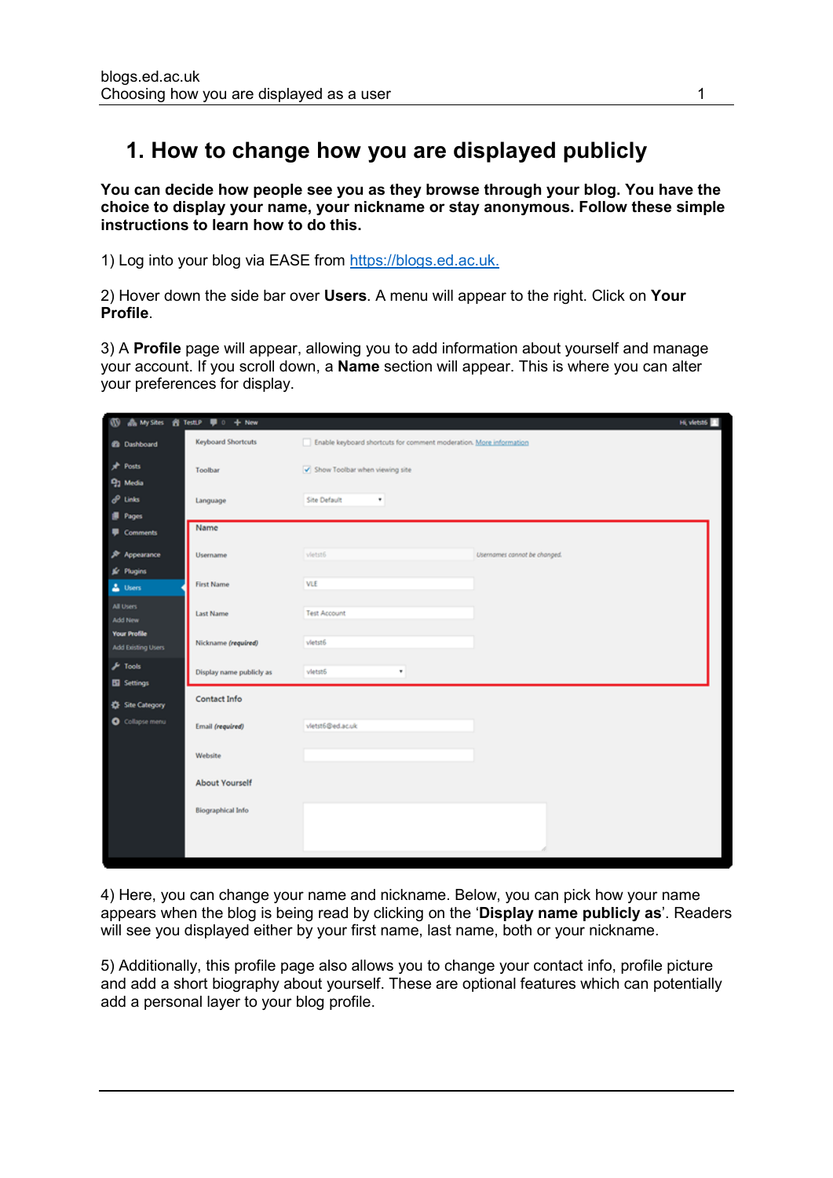# 1. How to change how you are displayed publicly

**You can decide how people see you as they browse through your blog. You have the choice to display your name, your nickname or stay anonymous. Follow these simple instructions to learn how to do this.**

1) Log into your blog via EASE from [https://blogs.ed.ac.uk.](https://blogs.ed.ac.uk)

2) Hover down the side bar over **Users**. A menu will appear to the right. Click on **Your Profile**.

3) A **Profile** page will appear, allowing you to add information about yourself and manage your account. If you scroll down, a **Name** section will appear. This is where you can alter your preferences for display.

4) Here, you can change your name and nickname. Below, you can pick how your name appears when the blog is being read by clicking on the '**Display name publicly as**'. Readers will see you displayed either by your first name, last name, both or your nickname.

5) Additionally, this profile page also allows you to change your contact info, profile picture and add a short biography about yourself. These are optional features which can potentially add a personal layer to your blog profile.